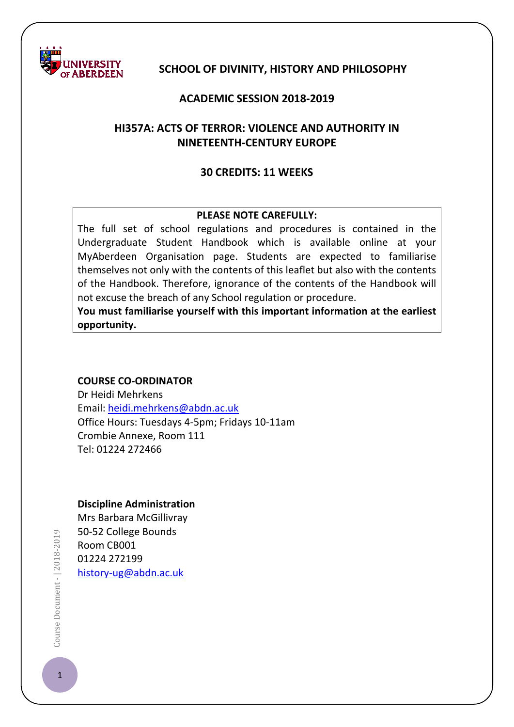**UNIVERSITY OF ABERDEEN**

# SCHOOL OF DIVINITY, HISTORY AND PHILOSOPHY

## ACADEMIC SESSION 2018-2019

## HI357A: ACTS OF TERROR: VIOLENCE AND AUTHORITY IN NINETEENTH-CENTURY EUROPE

## 30 CREDITS: 11 WEEKS

**PLEASE NOTE CAREFULLY:**

The full set of school regulations and procedures is contained in the Undergraduate Student Handbook which is available online at your MyAberdeen Organisation page. Students are expected to familiarise themselves not only with the contents of this leaflet but also with the contents of the Handbook. Therefore, ignorance of the contents of the Handbook will not excuse the breach of any School regulation or procedure.

**You must familiarise yourself with this important information at the earliest opportunity.**

**COURSE CO-ORDINATOR**

Dr Heidi Mehrkens
Email: heidi.mehrkens@abdn.ac.uk
Office Hours: Tuesdays 4-5pm; Fridays 10-11am
Crombie Annexe, Room 111
Tel: 01224 272466

**Discipline Administration**

Mrs Barbara McGillivray
50-52 College Bounds
Room CB001
01224 272199
history-ug@abdn.ac.uk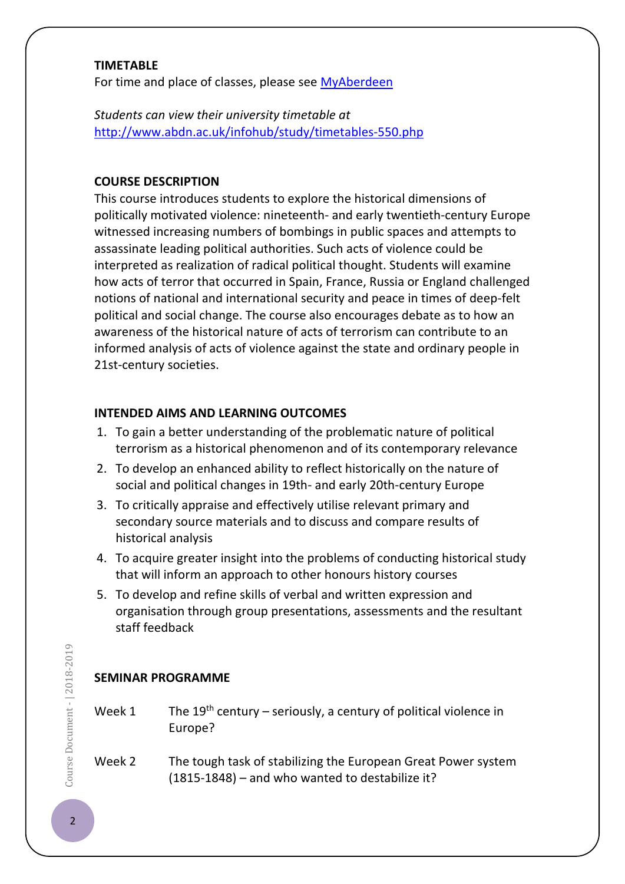**TIMETABLE**

For time and place of classes, please see [MyAberdeen]()

*Students can view their university timetable at* [http://www.abdn.ac.uk/infohub/study/timetables-550.php](http://www.abdn.ac.uk/infohub/study/timetables-550.php)

**COURSE DESCRIPTION**

This course introduces students to explore the historical dimensions of politically motivated violence: nineteenth- and early twentieth-century Europe witnessed increasing numbers of bombings in public spaces and attempts to assassinate leading political authorities. Such acts of violence could be interpreted as realization of radical political thought. Students will examine how acts of terror that occurred in Spain, France, Russia or England challenged notions of national and international security and peace in times of deep-felt political and social change. The course also encourages debate as to how an awareness of the historical nature of acts of terrorism can contribute to an informed analysis of acts of violence against the state and ordinary people in 21st-century societies.

**INTENDED AIMS AND LEARNING OUTCOMES**

1. To gain a better understanding of the problematic nature of political terrorism as a historical phenomenon and of its contemporary relevance
2. To develop an enhanced ability to reflect historically on the nature of social and political changes in 19th- and early 20th-century Europe
3. To critically appraise and effectively utilise relevant primary and secondary source materials and to discuss and compare results of historical analysis
4. To acquire greater insight into the problems of conducting historical study that will inform an approach to other honours history courses
5. To develop and refine skills of verbal and written expression and organisation through group presentations, assessments and the resultant staff feedback

**SEMINAR PROGRAMME**

Week 1 The 19th century – seriously, a century of political violence in Europe?

Week 2 The tough task of stabilizing the European Great Power system (1815-1848) – and who wanted to destabilize it?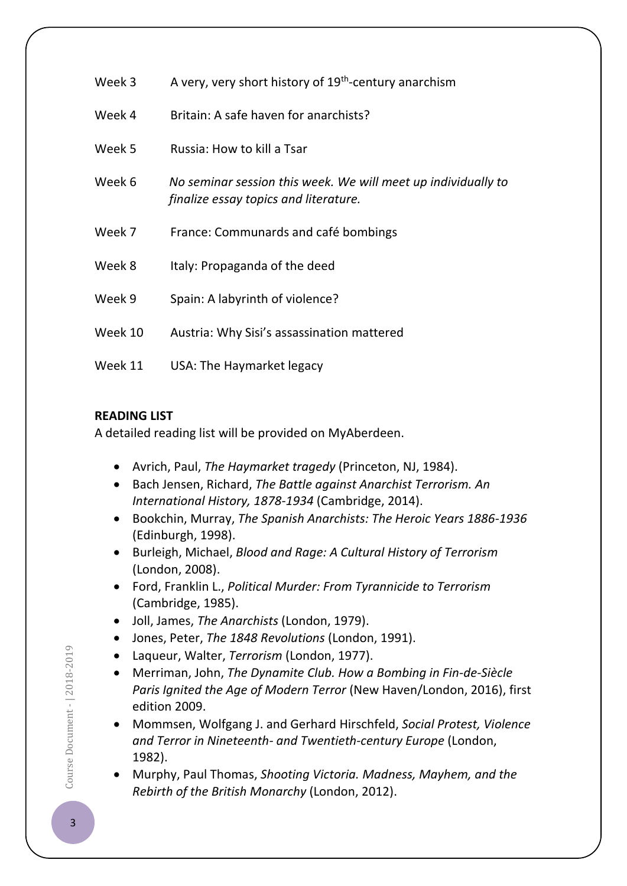| | |
|---|---|
| Week 3 | A very, very short history of 19th-century anarchism |
| Week 4 | Britain: A safe haven for anarchists? |
| Week 5 | Russia: How to kill a Tsar |
| Week 6 | *No seminar session this week. We will meet up individually to finalize essay topics and literature.* |
| Week 7 | France: Communards and café bombings |
| Week 8 | Italy: Propaganda of the deed |
| Week 9 | Spain: A labyrinth of violence? |
| Week 10 | Austria: Why Sisi's assassination mattered |
| Week 11 | USA: The Haymarket legacy |

**READING LIST**

A detailed reading list will be provided on MyAberdeen.

- Avrich, Paul, *The Haymarket tragedy* (Princeton, NJ, 1984).
- Bach Jensen, Richard, *The Battle against Anarchist Terrorism. An International History, 1878-1934* (Cambridge, 2014).
- Bookchin, Murray, *The Spanish Anarchists: The Heroic Years 1886-1936* (Edinburgh, 1998).
- Burleigh, Michael, *Blood and Rage: A Cultural History of Terrorism* (London, 2008).
- Ford, Franklin L., *Political Murder: From Tyrannicide to Terrorism* (Cambridge, 1985).
- Joll, James, *The Anarchists* (London, 1979).
- Jones, Peter, *The 1848 Revolutions* (London, 1991).
- Laqueur, Walter, *Terrorism* (London, 1977).
- Merriman, John, *The Dynamite Club. How a Bombing in Fin-de-Siècle Paris Ignited the Age of Modern Terror* (New Haven/London, 2016), first edition 2009.
- Mommsen, Wolfgang J. and Gerhard Hirschfeld, *Social Protest, Violence and Terror in Nineteenth- and Twentieth-century Europe* (London, 1982).
- Murphy, Paul Thomas, *Shooting Victoria. Madness, Mayhem, and the Rebirth of the British Monarchy* (London, 2012).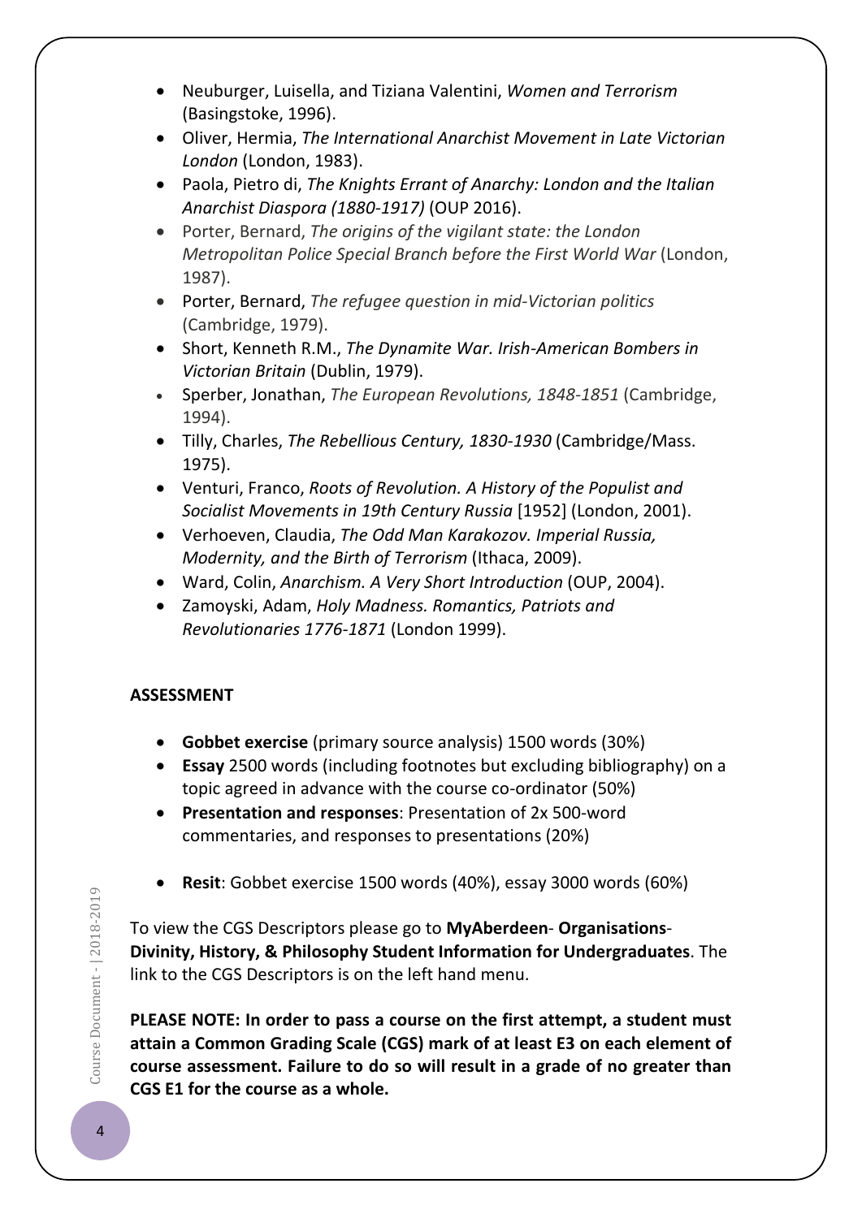- Neuburger, Luisella, and Tiziana Valentini, *Women and Terrorism* (Basingstoke, 1996).
- Oliver, Hermia, *The International Anarchist Movement in Late Victorian London* (London, 1983).
- Paola, Pietro di, *The Knights Errant of Anarchy: London and the Italian Anarchist Diaspora (1880-1917)* (OUP 2016).
- Porter, Bernard, *The origins of the vigilant state: the London Metropolitan Police Special Branch before the First World War* (London, 1987).
- Porter, Bernard, *The refugee question in mid-Victorian politics* (Cambridge, 1979).
- Short, Kenneth R.M., *The Dynamite War. Irish-American Bombers in Victorian Britain* (Dublin, 1979).
- Sperber, Jonathan, *The European Revolutions, 1848-1851* (Cambridge, 1994).
- Tilly, Charles, *The Rebellious Century, 1830-1930* (Cambridge/Mass. 1975).
- Venturi, Franco, *Roots of Revolution. A History of the Populist and Socialist Movements in 19th Century Russia* [1952] (London, 2001).
- Verhoeven, Claudia, *The Odd Man Karakozov. Imperial Russia, Modernity, and the Birth of Terrorism* (Ithaca, 2009).
- Ward, Colin, *Anarchism. A Very Short Introduction* (OUP, 2004).
- Zamoyski, Adam, *Holy Madness. Romantics, Patriots and Revolutionaries 1776-1871* (London 1999).

**ASSESSMENT**

- **Gobbet exercise** (primary source analysis) 1500 words (30%)
- **Essay** 2500 words (including footnotes but excluding bibliography) on a topic agreed in advance with the course co-ordinator (50%)
- **Presentation and responses**: Presentation of 2x 500-word commentaries, and responses to presentations (20%)

- **Resit**: Gobbet exercise 1500 words (40%), essay 3000 words (60%)

To view the CGS Descriptors please go to **MyAberdeen**- **Organisations**-**Divinity, History, & Philosophy Student Information for Undergraduates**. The link to the CGS Descriptors is on the left hand menu.

**PLEASE NOTE: In order to pass a course on the first attempt, a student must attain a Common Grading Scale (CGS) mark of at least E3 on each element of course assessment. Failure to do so will result in a grade of no greater than CGS E1 for the course as a whole.**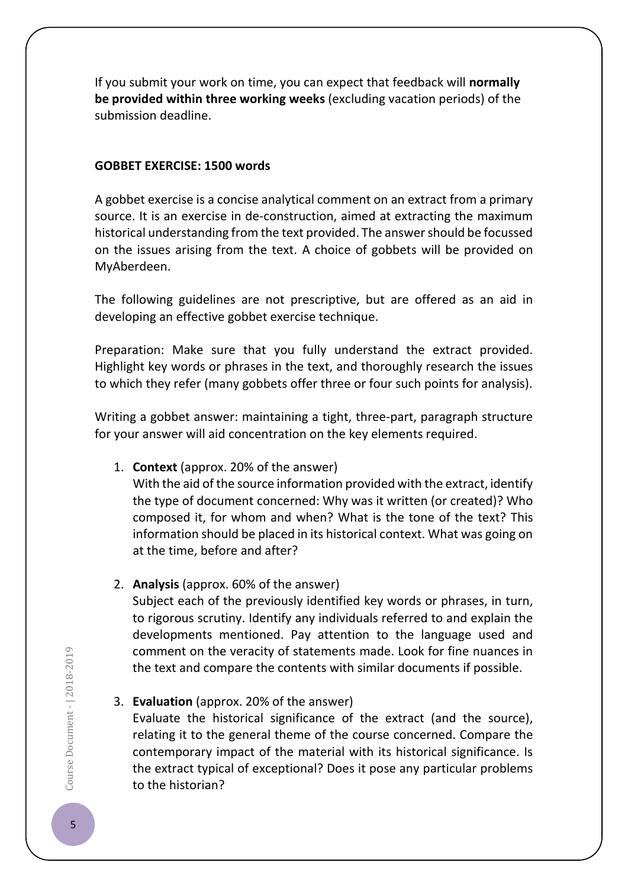If you submit your work on time, you can expect that feedback will **normally be provided within three working weeks** (excluding vacation periods) of the submission deadline.

**GOBBET EXERCISE: 1500 words**

A gobbet exercise is a concise analytical comment on an extract from a primary source. It is an exercise in de-construction, aimed at extracting the maximum historical understanding from the text provided. The answer should be focussed on the issues arising from the text. A choice of gobbets will be provided on MyAberdeen.

The following guidelines are not prescriptive, but are offered as an aid in developing an effective gobbet exercise technique.

Preparation: Make sure that you fully understand the extract provided. Highlight key words or phrases in the text, and thoroughly research the issues to which they refer (many gobbets offer three or four such points for analysis).

Writing a gobbet answer: maintaining a tight, three-part, paragraph structure for your answer will aid concentration on the key elements required.

1. **Context** (approx. 20% of the answer)
   With the aid of the source information provided with the extract, identify the type of document concerned: Why was it written (or created)? Who composed it, for whom and when? What is the tone of the text? This information should be placed in its historical context. What was going on at the time, before and after?

2. **Analysis** (approx. 60% of the answer)
   Subject each of the previously identified key words or phrases, in turn, to rigorous scrutiny. Identify any individuals referred to and explain the developments mentioned. Pay attention to the language used and comment on the veracity of statements made. Look for fine nuances in the text and compare the contents with similar documents if possible.

3. **Evaluation** (approx. 20% of the answer)
   Evaluate the historical significance of the extract (and the source), relating it to the general theme of the course concerned. Compare the contemporary impact of the material with its historical significance. Is the extract typical of exceptional? Does it pose any particular problems to the historian?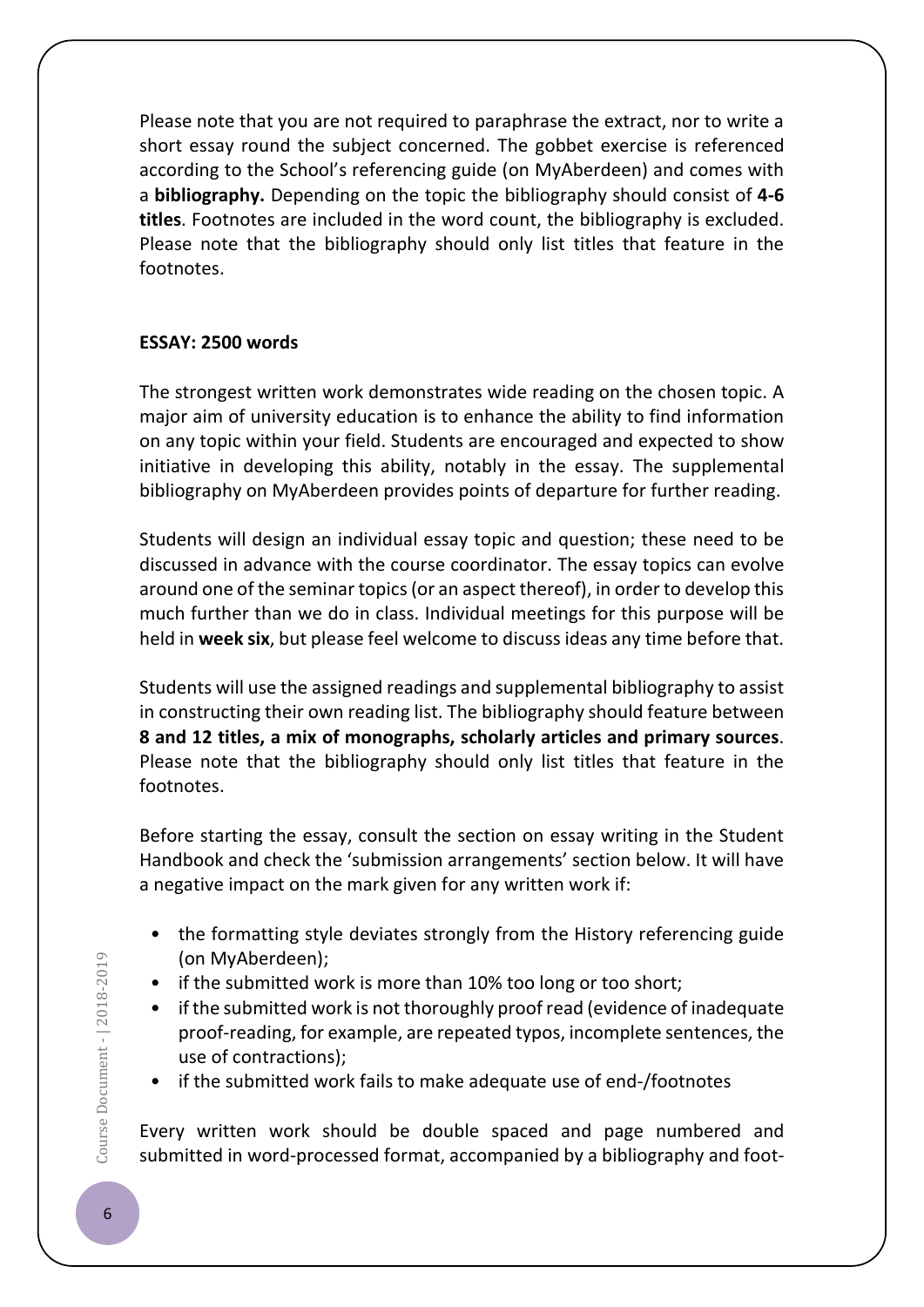Please note that you are not required to paraphrase the extract, nor to write a short essay round the subject concerned. The gobbet exercise is referenced according to the School's referencing guide (on MyAberdeen) and comes with a **bibliography.** Depending on the topic the bibliography should consist of **4-6 titles**. Footnotes are included in the word count, the bibliography is excluded. Please note that the bibliography should only list titles that feature in the footnotes.

**ESSAY: 2500 words**

The strongest written work demonstrates wide reading on the chosen topic. A major aim of university education is to enhance the ability to find information on any topic within your field. Students are encouraged and expected to show initiative in developing this ability, notably in the essay. The supplemental bibliography on MyAberdeen provides points of departure for further reading.

Students will design an individual essay topic and question; these need to be discussed in advance with the course coordinator. The essay topics can evolve around one of the seminar topics (or an aspect thereof), in order to develop this much further than we do in class. Individual meetings for this purpose will be held in **week six**, but please feel welcome to discuss ideas any time before that.

Students will use the assigned readings and supplemental bibliography to assist in constructing their own reading list. The bibliography should feature between **8 and 12 titles, a mix of monographs, scholarly articles and primary sources**. Please note that the bibliography should only list titles that feature in the footnotes.

Before starting the essay, consult the section on essay writing in the Student Handbook and check the 'submission arrangements' section below. It will have a negative impact on the mark given for any written work if:

- the formatting style deviates strongly from the History referencing guide (on MyAberdeen);
- if the submitted work is more than 10% too long or too short;
- if the submitted work is not thoroughly proof read (evidence of inadequate proof-reading, for example, are repeated typos, incomplete sentences, the use of contractions);
- if the submitted work fails to make adequate use of end-/footnotes

Every written work should be double spaced and page numbered and submitted in word-processed format, accompanied by a bibliography and foot-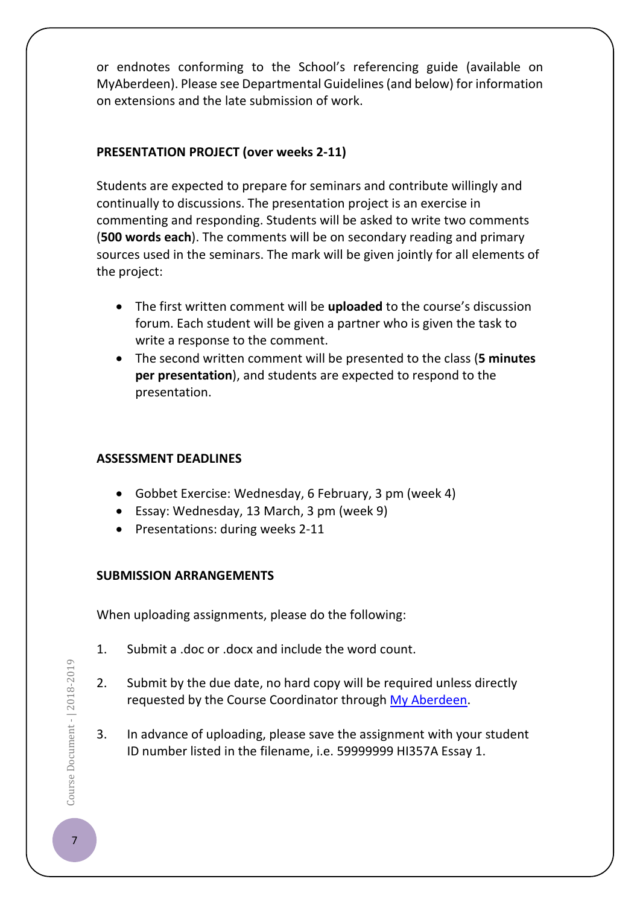or endnotes conforming to the School's referencing guide (available on MyAberdeen). Please see Departmental Guidelines (and below) for information on extensions and the late submission of work.

### PRESENTATION PROJECT (over weeks 2-11)

Students are expected to prepare for seminars and contribute willingly and continually to discussions. The presentation project is an exercise in commenting and responding. Students will be asked to write two comments (**500 words each**). The comments will be on secondary reading and primary sources used in the seminars. The mark will be given jointly for all elements of the project:

- The first written comment will be **uploaded** to the course's discussion forum. Each student will be given a partner who is given the task to write a response to the comment.
- The second written comment will be presented to the class (**5 minutes per presentation**), and students are expected to respond to the presentation.

### ASSESSMENT DEADLINES

- Gobbet Exercise: Wednesday, 6 February, 3 pm (week 4)
- Essay: Wednesday, 13 March, 3 pm (week 9)
- Presentations: during weeks 2-11

### SUBMISSION ARRANGEMENTS

When uploading assignments, please do the following:

1. Submit a .doc or .docx and include the word count.
2. Submit by the due date, no hard copy will be required unless directly requested by the Course Coordinator through My Aberdeen.
3. In advance of uploading, please save the assignment with your student ID number listed in the filename, i.e. 59999999 HI357A Essay 1.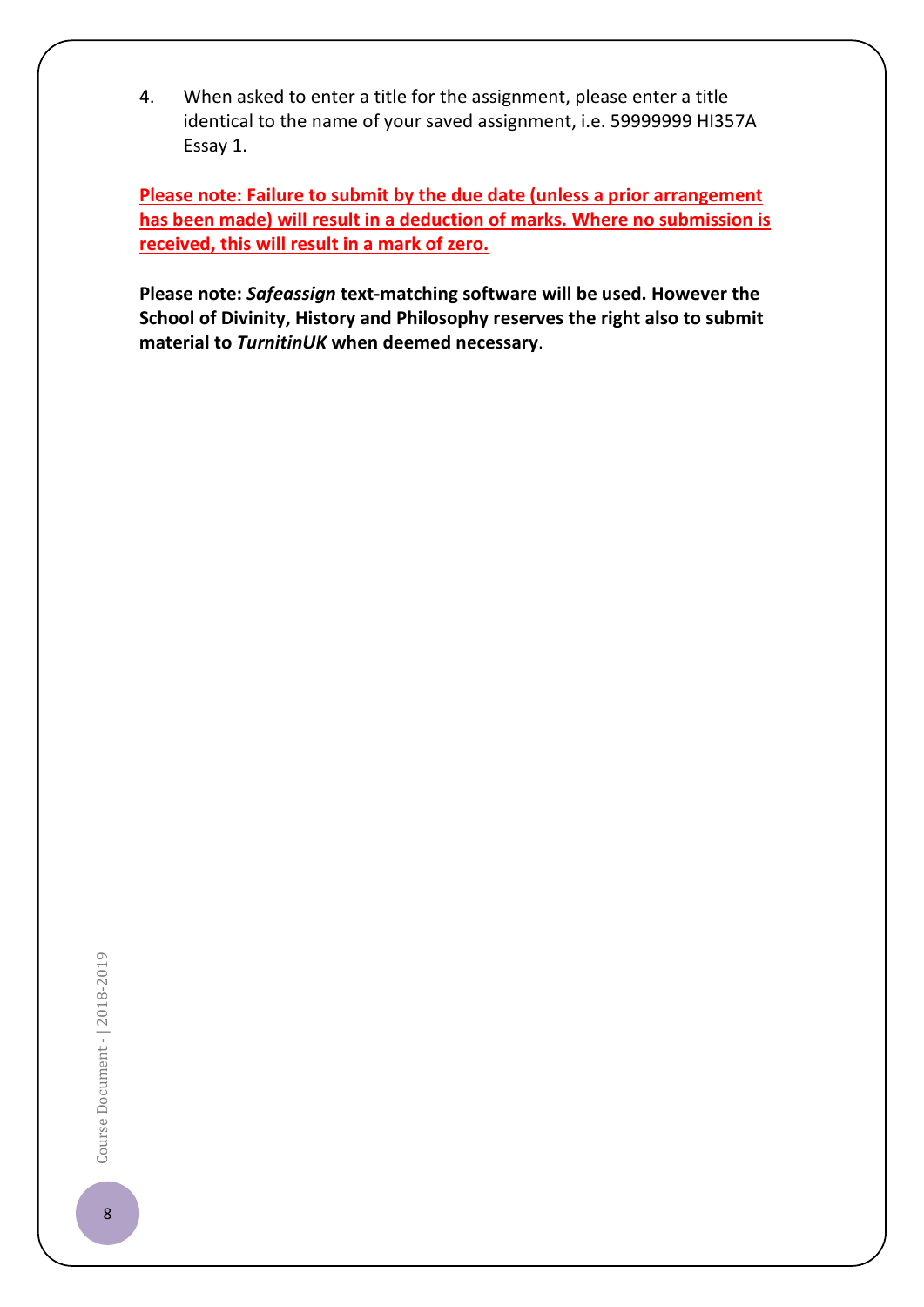4. When asked to enter a title for the assignment, please enter a title identical to the name of your saved assignment, i.e. 59999999 HI357A Essay 1.

**Please note: Failure to submit by the due date (unless a prior arrangement has been made) will result in a deduction of marks. Where no submission is received, this will result in a mark of zero.**

**Please note: *Safeassign* text-matching software will be used. However the School of Divinity, History and Philosophy reserves the right also to submit material to *TurnitinUK* when deemed necessary**.